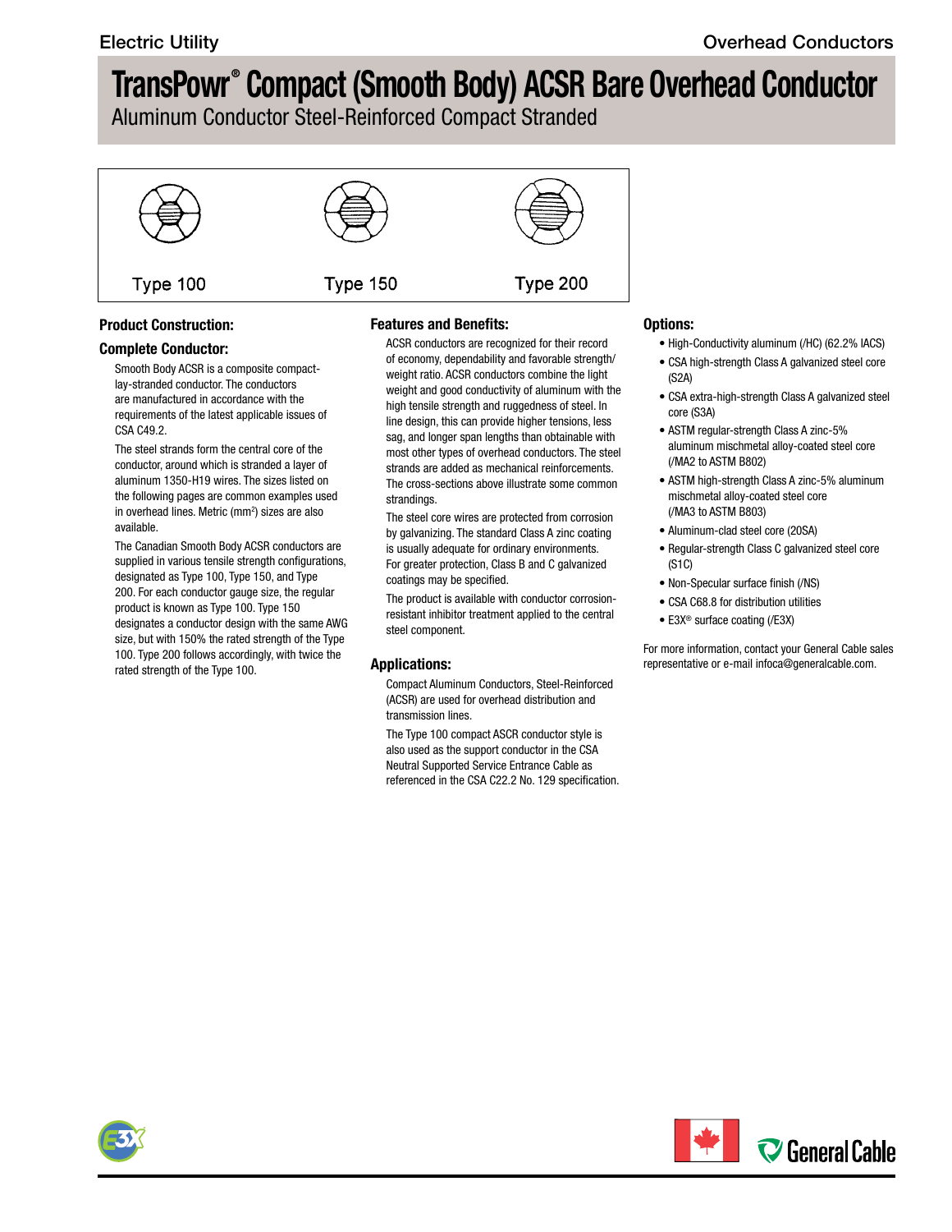# TransPowr® Compact (Smooth Body) ACSR Bare Overhead Conductor

Aluminum Conductor Steel-Reinforced Compact Stranded

Type 100 Type 150 Type 200

## Product Construction:

### Complete Conductor:

Smooth Body ACSR is a composite compact-lay-stranded conductor. The conductors are manufactured in accordance with the requirements of the latest applicable issues of CSA C49.2.

The steel strands form the central core of the conductor, around which is stranded a layer of aluminum 1350-H19 wires. The sizes listed on the following pages are common examples used in overhead lines. Metric (mm²) sizes are also available.

The Canadian Smooth Body ACSR conductors are supplied in various tensile strength configurations, designated as Type 100, Type 150, and Type 200. For each conductor gauge size, the regular product is known as Type 100. Type 150 designates a conductor design with the same AWG size, but with 150% the rated strength of the Type 100. Type 200 follows accordingly, with twice the rated strength of the Type 100.

## Features and Benefits:

ACSR conductors are recognized for their record of economy, dependability and favorable strength/weight ratio. ACSR conductors combine the light weight and good conductivity of aluminum with the high tensile strength and ruggedness of steel. In line design, this can provide higher tensions, less sag, and longer span lengths than obtainable with most other types of overhead conductors. The steel strands are added as mechanical reinforcements. The cross-sections above illustrate some common strandings.

The steel core wires are protected from corrosion by galvanizing. The standard Class A zinc coating is usually adequate for ordinary environments. For greater protection, Class B and C galvanized coatings may be specified.

The product is available with conductor corrosion-resistant inhibitor treatment applied to the central steel component.

## Applications:

Compact Aluminum Conductors, Steel-Reinforced (ACSR) are used for overhead distribution and transmission lines.

The Type 100 compact ASCR conductor style is also used as the support conductor in the CSA Neutral Supported Service Entrance Cable as referenced in the CSA C22.2 No. 129 specification.

## Options:

- High-Conductivity aluminum (/HC) (62.2% IACS)
- CSA high-strength Class A galvanized steel core (S2A)
- CSA extra-high-strength Class A galvanized steel core (S3A)
- ASTM regular-strength Class A zinc-5% aluminum mischmetal alloy-coated steel core (/MA2 to ASTM B802)
- ASTM high-strength Class A zinc-5% aluminum mischmetal alloy-coated steel core (/MA3 to ASTM B803)
- Aluminum-clad steel core (20SA)
- Regular-strength Class C galvanized steel core (S1C)
- Non-Specular surface finish (/NS)
- CSA C68.8 for distribution utilities
- E3X® surface coating (/E3X)

For more information, contact your General Cable sales representative or e-mail infoca@generalcable.com.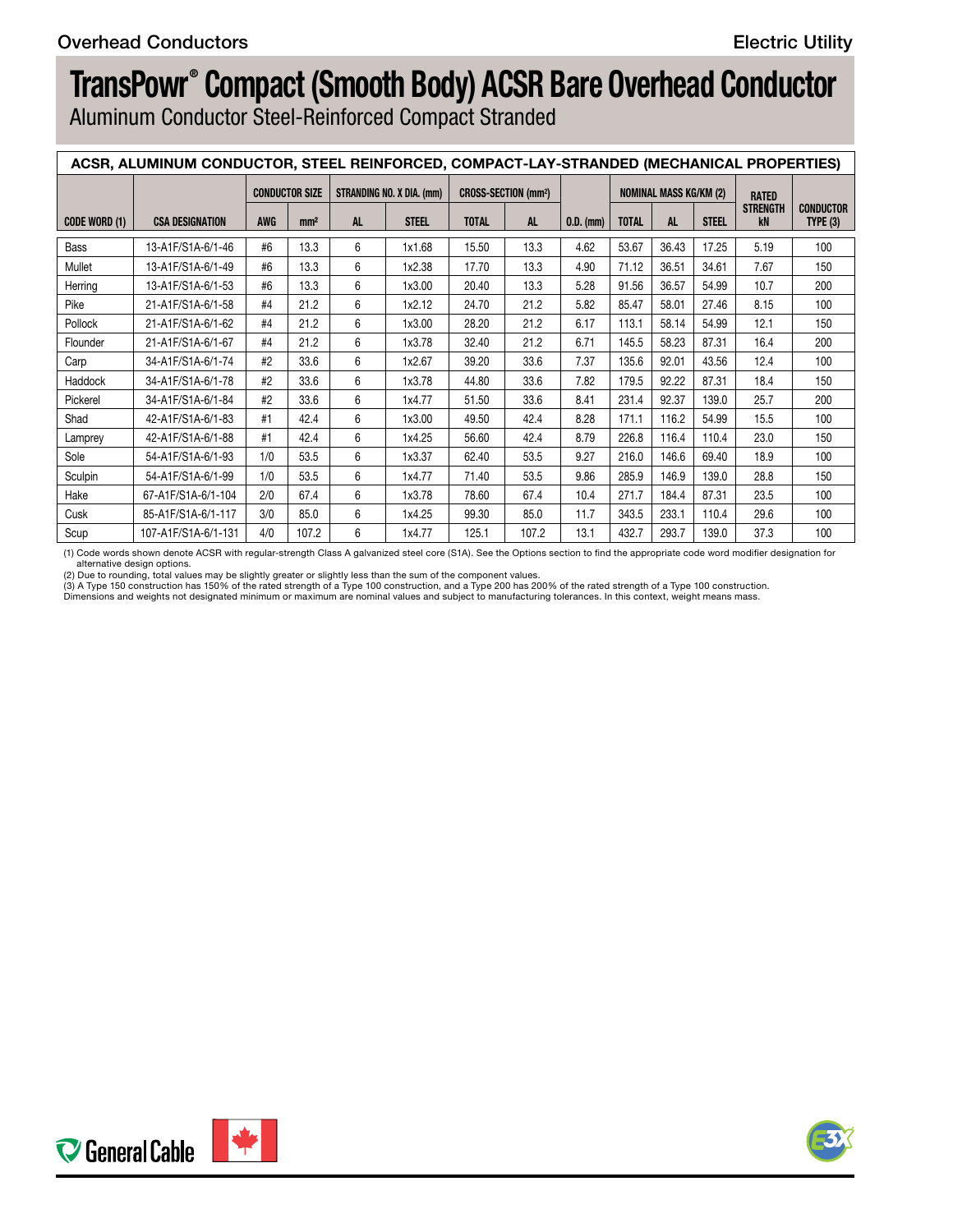# TransPowr® Compact (Smooth Body) ACSR Bare Overhead Conductor

Aluminum Conductor Steel-Reinforced Compact Stranded

**ACSR, ALUMINUM CONDUCTOR, STEEL REINFORCED, COMPACT-LAY-STRANDED (MECHANICAL PROPERTIES)**

| CODE WORD (1) | CSA DESIGNATION | CONDUCTOR SIZE | | STRANDING NO. X DIA. (mm) | | CROSS-SECTION (mm²) | | O.D. (mm) | NOMINAL MASS KG/KM (2) | | | RATED STRENGTH kN | CONDUCTOR TYPE (3) |
|---|---|---|---|---|---|---|---|---|---|---|---|---|---|
| | | AWG | mm² | AL | STEEL | TOTAL | AL | | TOTAL | AL | STEEL | | |
| Bass | 13-A1F/S1A-6/1-46 | #6 | 13.3 | 6 | 1x1.68 | 15.50 | 13.3 | 4.62 | 53.67 | 36.43 | 17.25 | 5.19 | 100 |
| Mullet | 13-A1F/S1A-6/1-49 | #6 | 13.3 | 6 | 1x2.38 | 17.70 | 13.3 | 4.90 | 71.12 | 36.51 | 34.61 | 7.67 | 150 |
| Herring | 13-A1F/S1A-6/1-53 | #6 | 13.3 | 6 | 1x3.00 | 20.40 | 13.3 | 5.28 | 91.56 | 36.57 | 54.99 | 10.7 | 200 |
| Pike | 21-A1F/S1A-6/1-58 | #4 | 21.2 | 6 | 1x2.12 | 24.70 | 21.2 | 5.82 | 85.47 | 58.01 | 27.46 | 8.15 | 100 |
| Pollock | 21-A1F/S1A-6/1-62 | #4 | 21.2 | 6 | 1x3.00 | 28.20 | 21.2 | 6.17 | 113.1 | 58.14 | 54.99 | 12.1 | 150 |
| Flounder | 21-A1F/S1A-6/1-67 | #4 | 21.2 | 6 | 1x3.78 | 32.40 | 21.2 | 6.71 | 145.5 | 58.23 | 87.31 | 16.4 | 200 |
| Carp | 34-A1F/S1A-6/1-74 | #2 | 33.6 | 6 | 1x2.67 | 39.20 | 33.6 | 7.37 | 135.6 | 92.01 | 43.56 | 12.4 | 100 |
| Haddock | 34-A1F/S1A-6/1-78 | #2 | 33.6 | 6 | 1x3.78 | 44.80 | 33.6 | 7.82 | 179.5 | 92.22 | 87.31 | 18.4 | 150 |
| Pickerel | 34-A1F/S1A-6/1-84 | #2 | 33.6 | 6 | 1x4.77 | 51.50 | 33.6 | 8.41 | 231.4 | 92.37 | 139.0 | 25.7 | 200 |
| Shad | 42-A1F/S1A-6/1-83 | #1 | 42.4 | 6 | 1x3.00 | 49.50 | 42.4 | 8.28 | 171.1 | 116.2 | 54.99 | 15.5 | 100 |
| Lamprey | 42-A1F/S1A-6/1-88 | #1 | 42.4 | 6 | 1x4.25 | 56.60 | 42.4 | 8.79 | 226.8 | 116.4 | 110.4 | 23.0 | 150 |
| Sole | 54-A1F/S1A-6/1-93 | 1/0 | 53.5 | 6 | 1x3.37 | 62.40 | 53.5 | 9.27 | 216.0 | 146.6 | 69.40 | 18.9 | 100 |
| Sculpin | 54-A1F/S1A-6/1-99 | 1/0 | 53.5 | 6 | 1x4.77 | 71.40 | 53.5 | 9.86 | 285.9 | 146.9 | 139.0 | 28.8 | 150 |
| Hake | 67-A1F/S1A-6/1-104 | 2/0 | 67.4 | 6 | 1x3.78 | 78.60 | 67.4 | 10.4 | 271.7 | 184.4 | 87.31 | 23.5 | 100 |
| Cusk | 85-A1F/S1A-6/1-117 | 3/0 | 85.0 | 6 | 1x4.25 | 99.30 | 85.0 | 11.7 | 343.5 | 233.1 | 110.4 | 29.6 | 100 |
| Scup | 107-A1F/S1A-6/1-131 | 4/0 | 107.2 | 6 | 1x4.77 | 125.1 | 107.2 | 13.1 | 432.7 | 293.7 | 139.0 | 37.3 | 100 |

(1) Code words shown denote ACSR with regular-strength Class A galvanized steel core (S1A). See the Options section to find the appropriate code word modifier designation for alternative design options.
(2) Due to rounding, total values may be slightly greater or slightly less than the sum of the component values.
(3) A Type 150 construction has 150% of the rated strength of a Type 100 construction, and a Type 200 has 200% of the rated strength of a Type 100 construction.
Dimensions and weights not designated minimum or maximum are nominal values and subject to manufacturing tolerances. In this context, weight means mass.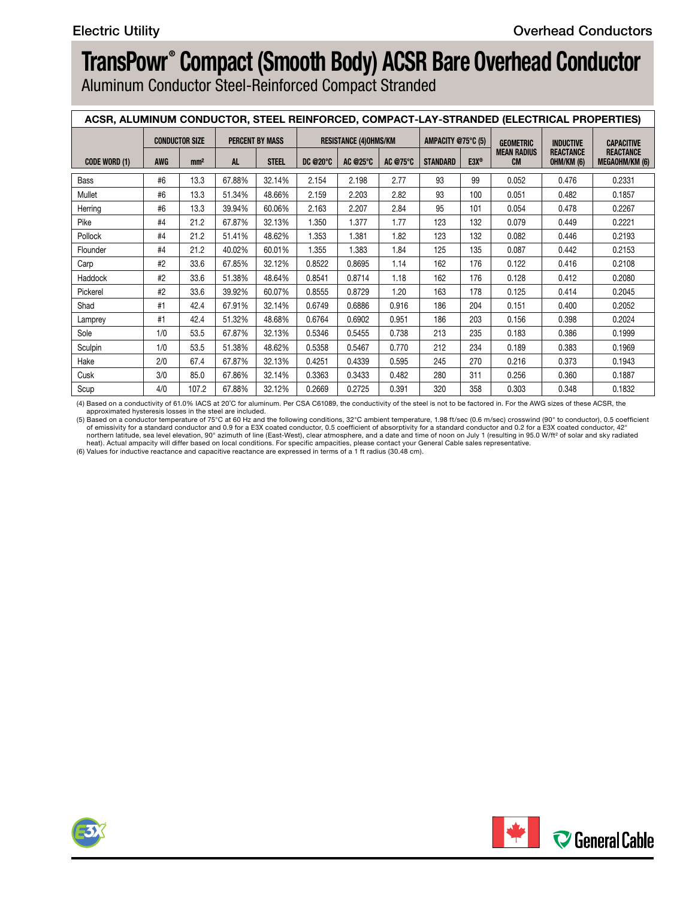# TransPowr® Compact (Smooth Body) ACSR Bare Overhead Conductor

Aluminum Conductor Steel-Reinforced Compact Stranded

**ACSR, ALUMINUM CONDUCTOR, STEEL REINFORCED, COMPACT-LAY-STRANDED (ELECTRICAL PROPERTIES)**

| CODE WORD (1) | CONDUCTOR SIZE | | PERCENT BY MASS | | RESISTANCE (4)OHMS/KM | | | AMPACITY @75°C (5) | | GEOMETRIC MEAN RADIUS CM | INDUCTIVE REACTANCE OHM/KM (6) | CAPACITIVE REACTANCE MEGAOHM/KM (6) |
|---|---|---|---|---|---|---|---|---|---|---|---|---|
| | AWG | mm² | AL | STEEL | DC @20°C | AC @25°C | AC @75°C | STANDARD | E3X® | | | |
| Bass | #6 | 13.3 | 67.88% | 32.14% | 2.154 | 2.198 | 2.77 | 93 | 99 | 0.052 | 0.476 | 0.2331 |
| Mullet | #6 | 13.3 | 51.34% | 48.66% | 2.159 | 2.203 | 2.82 | 93 | 100 | 0.051 | 0.482 | 0.1857 |
| Herring | #6 | 13.3 | 39.94% | 60.06% | 2.163 | 2.207 | 2.84 | 95 | 101 | 0.054 | 0.478 | 0.2267 |
| Pike | #4 | 21.2 | 67.87% | 32.13% | 1.350 | 1.377 | 1.77 | 123 | 132 | 0.079 | 0.449 | 0.2221 |
| Pollock | #4 | 21.2 | 51.41% | 48.62% | 1.353 | 1.381 | 1.82 | 123 | 132 | 0.082 | 0.446 | 0.2193 |
| Flounder | #4 | 21.2 | 40.02% | 60.01% | 1.355 | 1.383 | 1.84 | 125 | 135 | 0.087 | 0.442 | 0.2153 |
| Carp | #2 | 33.6 | 67.85% | 32.12% | 0.8522 | 0.8695 | 1.14 | 162 | 176 | 0.122 | 0.416 | 0.2108 |
| Haddock | #2 | 33.6 | 51.38% | 48.64% | 0.8541 | 0.8714 | 1.18 | 162 | 176 | 0.128 | 0.412 | 0.2080 |
| Pickerel | #2 | 33.6 | 39.92% | 60.07% | 0.8555 | 0.8729 | 1.20 | 163 | 178 | 0.125 | 0.414 | 0.2045 |
| Shad | #1 | 42.4 | 67.91% | 32.14% | 0.6749 | 0.6886 | 0.916 | 186 | 204 | 0.151 | 0.400 | 0.2052 |
| Lamprey | #1 | 42.4 | 51.32% | 48.68% | 0.6764 | 0.6902 | 0.951 | 186 | 203 | 0.156 | 0.398 | 0.2024 |
| Sole | 1/0 | 53.5 | 67.87% | 32.13% | 0.5346 | 0.5455 | 0.738 | 213 | 235 | 0.183 | 0.386 | 0.1999 |
| Sculpin | 1/0 | 53.5 | 51.38% | 48.62% | 0.5358 | 0.5467 | 0.770 | 212 | 234 | 0.189 | 0.383 | 0.1969 |
| Hake | 2/0 | 67.4 | 67.87% | 32.13% | 0.4251 | 0.4339 | 0.595 | 245 | 270 | 0.216 | 0.373 | 0.1943 |
| Cusk | 3/0 | 85.0 | 67.86% | 32.14% | 0.3363 | 0.3433 | 0.482 | 280 | 311 | 0.256 | 0.360 | 0.1887 |
| Scup | 4/0 | 107.2 | 67.88% | 32.12% | 0.2669 | 0.2725 | 0.391 | 320 | 358 | 0.303 | 0.348 | 0.1832 |

(4) Based on a conductivity of 61.0% IACS at 20°C for aluminum. Per CSA C61089, the conductivity of the steel is not to be factored in. For the AWG sizes of these ACSR, the approximated hysteresis losses in the steel are included.

(5) Based on a conductor temperature of 75°C at 60 Hz and the following conditions, 32°C ambient temperature, 1.98 ft/sec (0.6 m/sec) crosswind (90° to conductor), 0.5 coefficient of emissivity for a standard conductor and 0.9 for a E3X coated conductor, 0.5 coefficient of absorptivity for a standard conductor and 0.2 for a E3X coated conductor, 42° northern latitude, sea level elevation, 90° azimuth of line (East-West), clear atmosphere, and a date and time of noon on July 1 (resulting in 95.0 W/ft² of solar and sky radiated heat). Actual ampacity will differ based on local conditions. For specific ampacities, please contact your General Cable sales representative.

(6) Values for inductive reactance and capacitive reactance are expressed in terms of a 1 ft radius (30.48 cm).